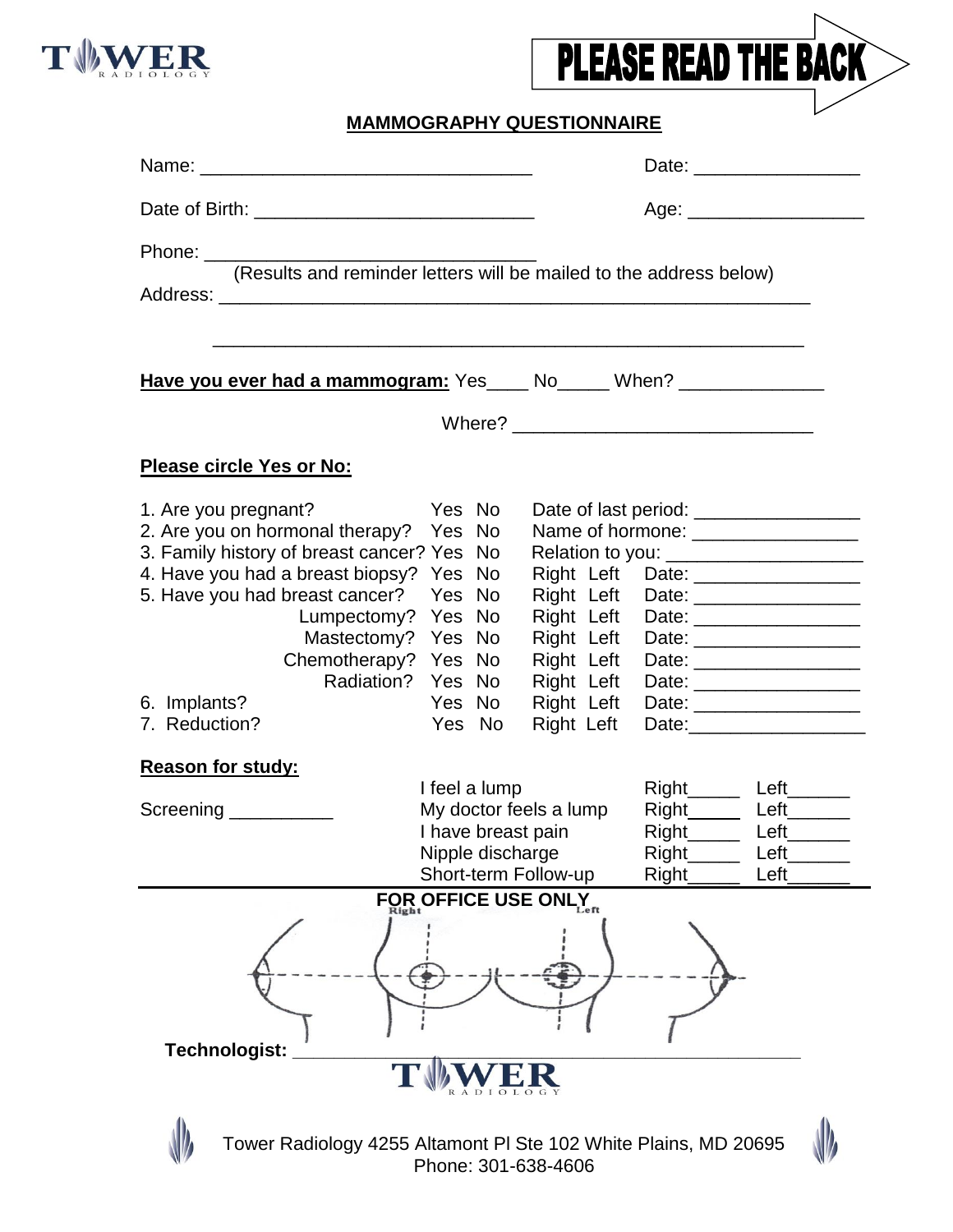TOWER RADIOLOGY

**PLEASE READ THE BACK**

## MAMMOGRAPHY QUESTIONNAIRE

Name: ________________________________ Date: ________________

Date of Birth: ___________________________ Age: _________________

Phone: ________________________________

(Results and reminder letters will be mailed to the address below)

Address: __________________________________________________________

__________________________________________________________

**Have you ever had a mammogram:** Yes____ No_____ When? ______________

Where? _____________________________

**Please circle Yes or No:**

| | | | | |
|---|---|---|---|---|
| 1. Are you pregnant? | Yes | No | Date of last period: ________________ | |
| 2. Are you on hormonal therapy? | Yes | No | Name of hormone: ________________ | |
| 3. Family history of breast cancer? | Yes | No | Relation to you: ___________________ | |
| 4. Have you had a breast biopsy? | Yes | No | Right Left | Date: ________________ |
| 5. Have you had breast cancer? | Yes | No | Right Left | Date: ________________ |
| Lumpectomy? | Yes | No | Right Left | Date: ________________ |
| Mastectomy? | Yes | No | Right Left | Date: ________________ |
| Chemotherapy? | Yes | No | Right Left | Date: ________________ |
| Radiation? | Yes | No | Right Left | Date: ________________ |
| 6. Implants? | Yes | No | Right Left | Date: ________________ |
| 7. Reduction? | Yes | No | Right Left | Date: ________________ |

**Reason for study:**

Screening __________

| | | |
|---|---|---|
| I feel a lump | Right_____ | Left______ |
| My doctor feels a lump | Right_____ | Left______ |
| I have breast pain | Right_____ | Left______ |
| Nipple discharge | Right_____ | Left______ |
| Short-term Follow-up | Right_____ | Left______ |

**FOR OFFICE USE ONLY**

Right Left

**Technologist:** ______________________________________________

TOWER RADIOLOGY

Tower Radiology 4255 Altamont Pl Ste 102 White Plains, MD 20695
Phone: 301-638-4606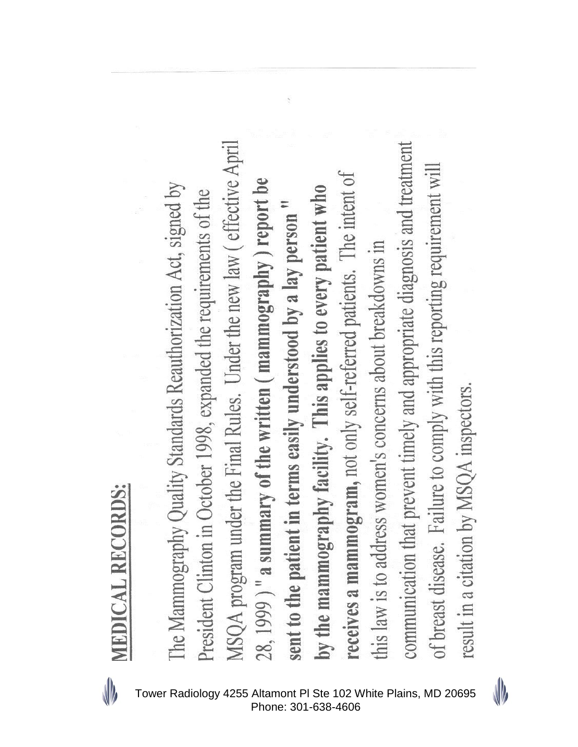## MEDICAL RECORDS:

The Mammography Quality Standards Reauthorization Act, signed by President Clinton in October 1998, expanded the requirements of the MSQA program under the Final Rules. Under the new law ( effective April 28, 1999 ) " **a summary of the written ( mammography ) report be sent to the patient in terms easily understood by a lay person** " **by the mammography facility. This applies to every patient who receives a mammogram,** not only self-referred patients. The intent of this law is to address women's concerns about breakdowns in communication that prevent timely and appropriate diagnosis and treatment of breast disease. Failure to comply with this reporting requirement will result in a citation by MSQA inspectors.

Tower Radiology 4255 Altamont Pl Ste 102 White Plains, MD 20695
Phone: 301-638-4606